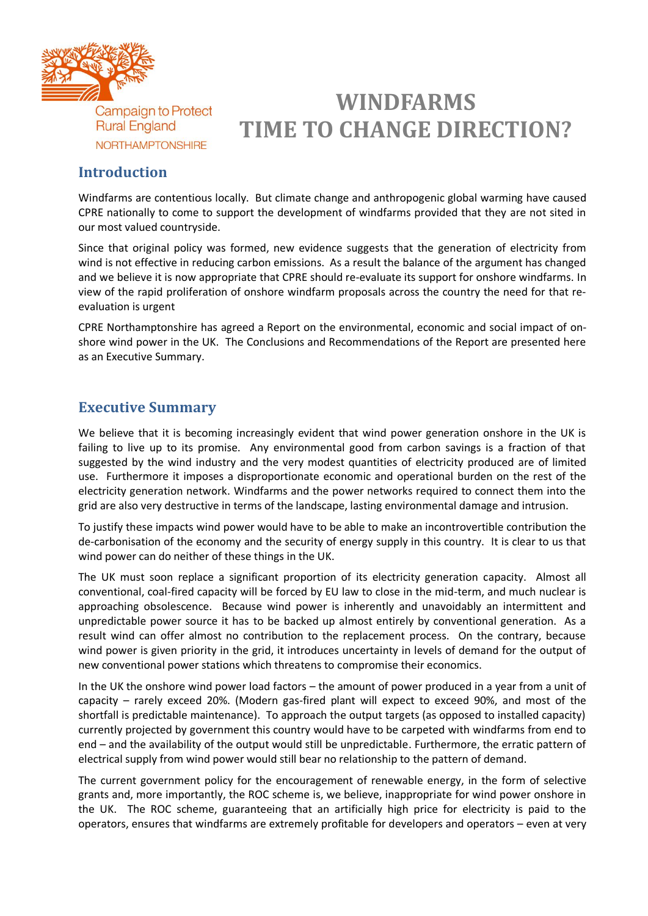Campaign to Protect Rural England
NORTHAMPTONSHIRE

# WINDFARMS
# TIME TO CHANGE DIRECTION?

## Introduction

Windfarms are contentious locally. But climate change and anthropogenic global warming have caused CPRE nationally to come to support the development of windfarms provided that they are not sited in our most valued countryside.

Since that original policy was formed, new evidence suggests that the generation of electricity from wind is not effective in reducing carbon emissions. As a result the balance of the argument has changed and we believe it is now appropriate that CPRE should re-evaluate its support for onshore windfarms. In view of the rapid proliferation of onshore windfarm proposals across the country the need for that re-evaluation is urgent

CPRE Northamptonshire has agreed a Report on the environmental, economic and social impact of on-shore wind power in the UK. The Conclusions and Recommendations of the Report are presented here as an Executive Summary.

## Executive Summary

We believe that it is becoming increasingly evident that wind power generation onshore in the UK is failing to live up to its promise. Any environmental good from carbon savings is a fraction of that suggested by the wind industry and the very modest quantities of electricity produced are of limited use. Furthermore it imposes a disproportionate economic and operational burden on the rest of the electricity generation network. Windfarms and the power networks required to connect them into the grid are also very destructive in terms of the landscape, lasting environmental damage and intrusion.

To justify these impacts wind power would have to be able to make an incontrovertible contribution the de-carbonisation of the economy and the security of energy supply in this country. It is clear to us that wind power can do neither of these things in the UK.

The UK must soon replace a significant proportion of its electricity generation capacity. Almost all conventional, coal-fired capacity will be forced by EU law to close in the mid-term, and much nuclear is approaching obsolescence. Because wind power is inherently and unavoidably an intermittent and unpredictable power source it has to be backed up almost entirely by conventional generation. As a result wind can offer almost no contribution to the replacement process. On the contrary, because wind power is given priority in the grid, it introduces uncertainty in levels of demand for the output of new conventional power stations which threatens to compromise their economics.

In the UK the onshore wind power load factors – the amount of power produced in a year from a unit of capacity – rarely exceed 20%. (Modern gas-fired plant will expect to exceed 90%, and most of the shortfall is predictable maintenance). To approach the output targets (as opposed to installed capacity) currently projected by government this country would have to be carpeted with windfarms from end to end – and the availability of the output would still be unpredictable. Furthermore, the erratic pattern of electrical supply from wind power would still bear no relationship to the pattern of demand.

The current government policy for the encouragement of renewable energy, in the form of selective grants and, more importantly, the ROC scheme is, we believe, inappropriate for wind power onshore in the UK. The ROC scheme, guaranteeing that an artificially high price for electricity is paid to the operators, ensures that windfarms are extremely profitable for developers and operators – even at very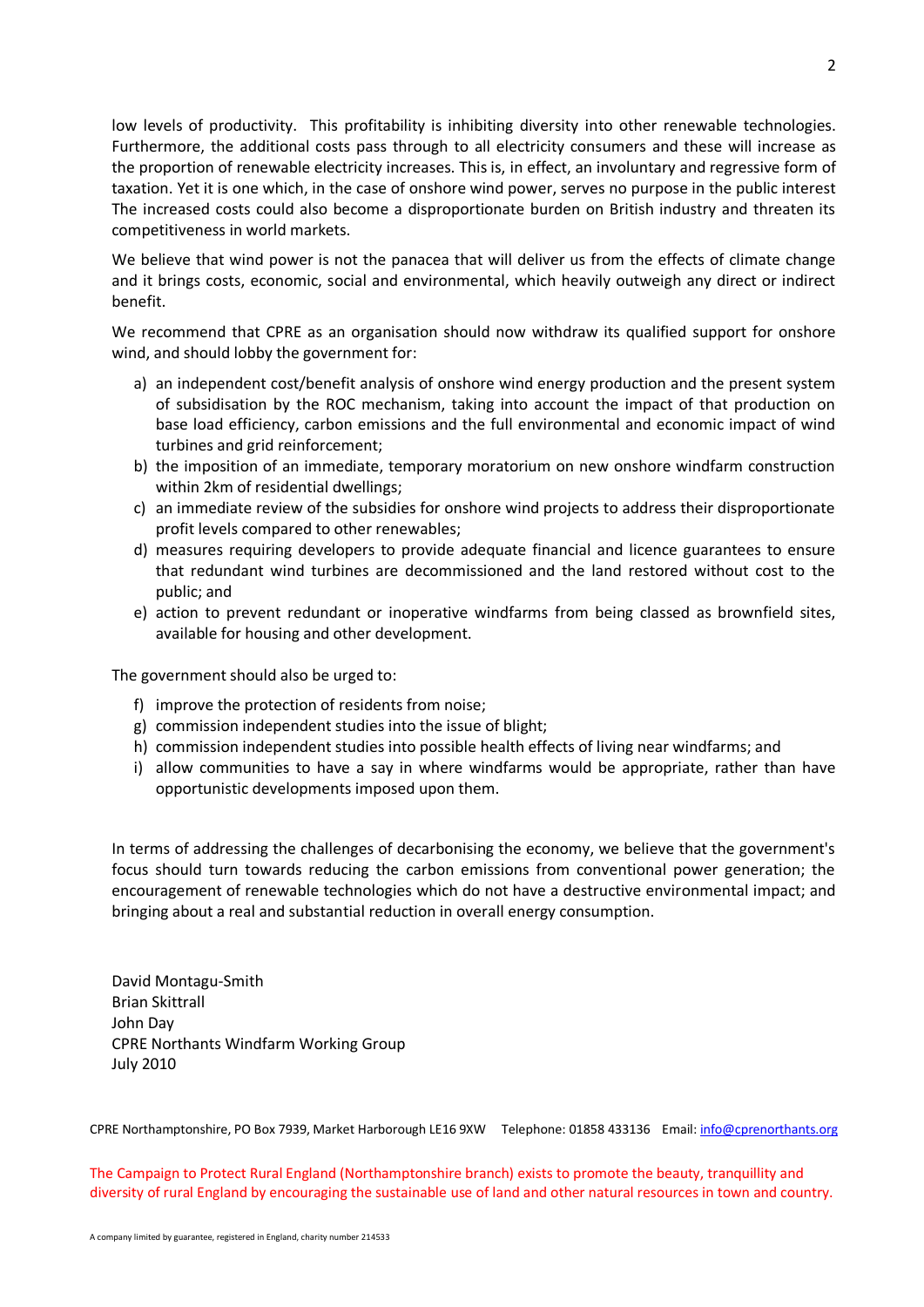low levels of productivity. This profitability is inhibiting diversity into other renewable technologies. Furthermore, the additional costs pass through to all electricity consumers and these will increase as the proportion of renewable electricity increases. This is, in effect, an involuntary and regressive form of taxation. Yet it is one which, in the case of onshore wind power, serves no purpose in the public interest The increased costs could also become a disproportionate burden on British industry and threaten its competitiveness in world markets.

We believe that wind power is not the panacea that will deliver us from the effects of climate change and it brings costs, economic, social and environmental, which heavily outweigh any direct or indirect benefit.

We recommend that CPRE as an organisation should now withdraw its qualified support for onshore wind, and should lobby the government for:

a) an independent cost/benefit analysis of onshore wind energy production and the present system of subsidisation by the ROC mechanism, taking into account the impact of that production on base load efficiency, carbon emissions and the full environmental and economic impact of wind turbines and grid reinforcement;
b) the imposition of an immediate, temporary moratorium on new onshore windfarm construction within 2km of residential dwellings;
c) an immediate review of the subsidies for onshore wind projects to address their disproportionate profit levels compared to other renewables;
d) measures requiring developers to provide adequate financial and licence guarantees to ensure that redundant wind turbines are decommissioned and the land restored without cost to the public; and
e) action to prevent redundant or inoperative windfarms from being classed as brownfield sites, available for housing and other development.

The government should also be urged to:

f) improve the protection of residents from noise;
g) commission independent studies into the issue of blight;
h) commission independent studies into possible health effects of living near windfarms; and
i) allow communities to have a say in where windfarms would be appropriate, rather than have opportunistic developments imposed upon them.

In terms of addressing the challenges of decarbonising the economy, we believe that the government's focus should turn towards reducing the carbon emissions from conventional power generation; the encouragement of renewable technologies which do not have a destructive environmental impact; and bringing about a real and substantial reduction in overall energy consumption.

David Montagu-Smith
Brian Skittrall
John Day
CPRE Northants Windfarm Working Group
July 2010

CPRE Northamptonshire, PO Box 7939, Market Harborough LE16 9XW Telephone: 01858 433136 Email: info@cprenorthants.org

The Campaign to Protect Rural England (Northamptonshire branch) exists to promote the beauty, tranquillity and diversity of rural England by encouraging the sustainable use of land and other natural resources in town and country.

A company limited by guarantee, registered in England, charity number 214533